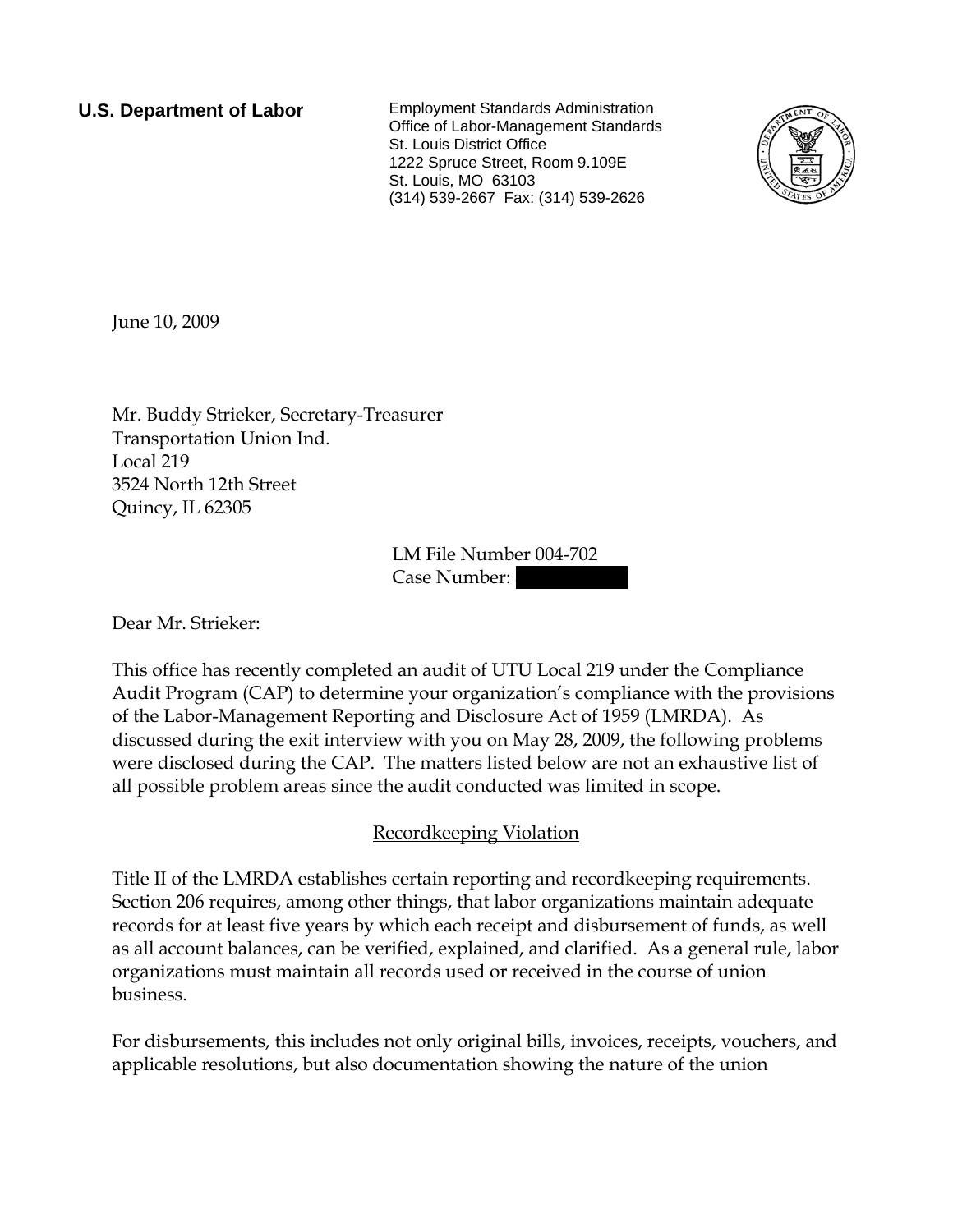**U.S. Department of Labor**

Employment Standards Administration
Office of Labor-Management Standards
St. Louis District Office
1222 Spruce Street, Room 9.109E
St. Louis, MO 63103
(314) 539-2667 Fax: (314) 539-2626

June 10, 2009

Mr. Buddy Strieker, Secretary-Treasurer
Transportation Union Ind.
Local 219
3524 North 12th Street
Quincy, IL 62305

LM File Number 004-702
Case Number: [redacted]

Dear Mr. Strieker:

This office has recently completed an audit of UTU Local 219 under the Compliance Audit Program (CAP) to determine your organization's compliance with the provisions of the Labor-Management Reporting and Disclosure Act of 1959 (LMRDA). As discussed during the exit interview with you on May 28, 2009, the following problems were disclosed during the CAP. The matters listed below are not an exhaustive list of all possible problem areas since the audit conducted was limited in scope.

Recordkeeping Violation

Title II of the LMRDA establishes certain reporting and recordkeeping requirements. Section 206 requires, among other things, that labor organizations maintain adequate records for at least five years by which each receipt and disbursement of funds, as well as all account balances, can be verified, explained, and clarified. As a general rule, labor organizations must maintain all records used or received in the course of union business.

For disbursements, this includes not only original bills, invoices, receipts, vouchers, and applicable resolutions, but also documentation showing the nature of the union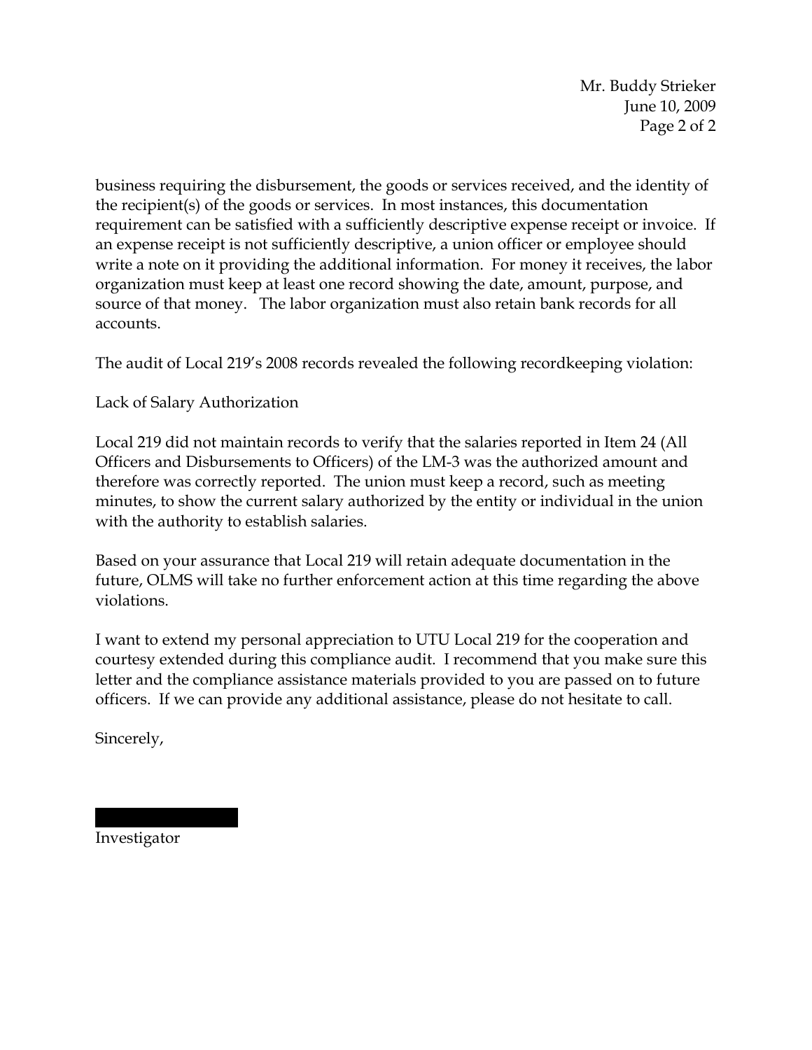business requiring the disbursement, the goods or services received, and the identity of the recipient(s) of the goods or services. In most instances, this documentation requirement can be satisfied with a sufficiently descriptive expense receipt or invoice. If an expense receipt is not sufficiently descriptive, a union officer or employee should write a note on it providing the additional information. For money it receives, the labor organization must keep at least one record showing the date, amount, purpose, and source of that money. The labor organization must also retain bank records for all accounts.

The audit of Local 219's 2008 records revealed the following recordkeeping violation:

Lack of Salary Authorization

Local 219 did not maintain records to verify that the salaries reported in Item 24 (All Officers and Disbursements to Officers) of the LM-3 was the authorized amount and therefore was correctly reported. The union must keep a record, such as meeting minutes, to show the current salary authorized by the entity or individual in the union with the authority to establish salaries.

Based on your assurance that Local 219 will retain adequate documentation in the future, OLMS will take no further enforcement action at this time regarding the above violations.

I want to extend my personal appreciation to UTU Local 219 for the cooperation and courtesy extended during this compliance audit. I recommend that you make sure this letter and the compliance assistance materials provided to you are passed on to future officers. If we can provide any additional assistance, please do not hesitate to call.

Sincerely,

Investigator